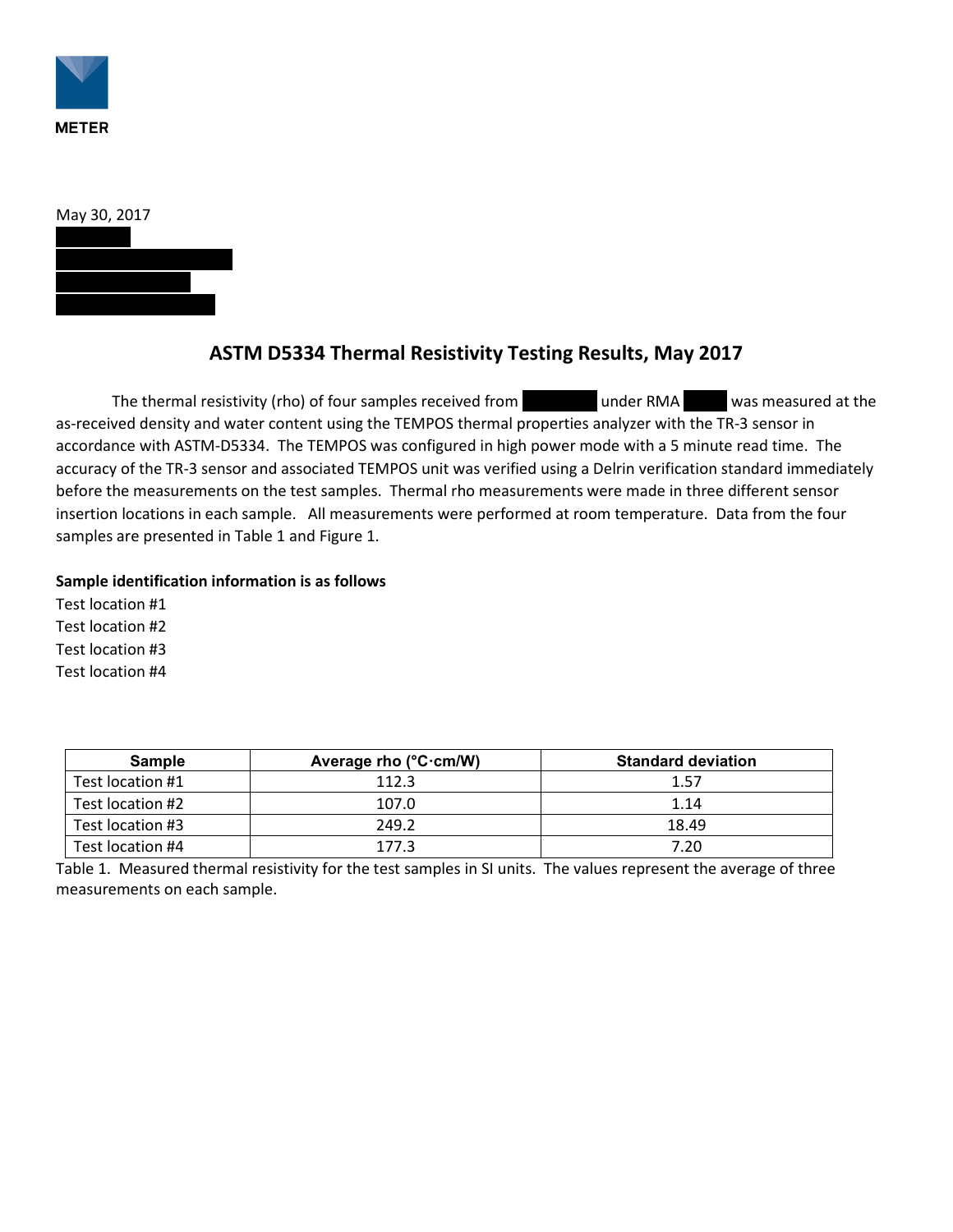METER

May 30, 2017

## ASTM D5334 Thermal Resistivity Testing Results, May 2017

The thermal resistivity (rho) of four samples received from under RMA was measured at the as-received density and water content using the TEMPOS thermal properties analyzer with the TR-3 sensor in accordance with ASTM-D5334. The TEMPOS was configured in high power mode with a 5 minute read time. The accuracy of the TR-3 sensor and associated TEMPOS unit was verified using a Delrin verification standard immediately before the measurements on the test samples. Thermal rho measurements were made in three different sensor insertion locations in each sample. All measurements were performed at room temperature. Data from the four samples are presented in Table 1 and Figure 1.

**Sample identification information is as follows**

Test location #1
Test location #2
Test location #3
Test location #4

| Sample | Average rho (°C·cm/W) | Standard deviation |
|---|---|---|
| Test location #1 | 112.3 | 1.57 |
| Test location #2 | 107.0 | 1.14 |
| Test location #3 | 249.2 | 18.49 |
| Test location #4 | 177.3 | 7.20 |

Table 1. Measured thermal resistivity for the test samples in SI units. The values represent the average of three measurements on each sample.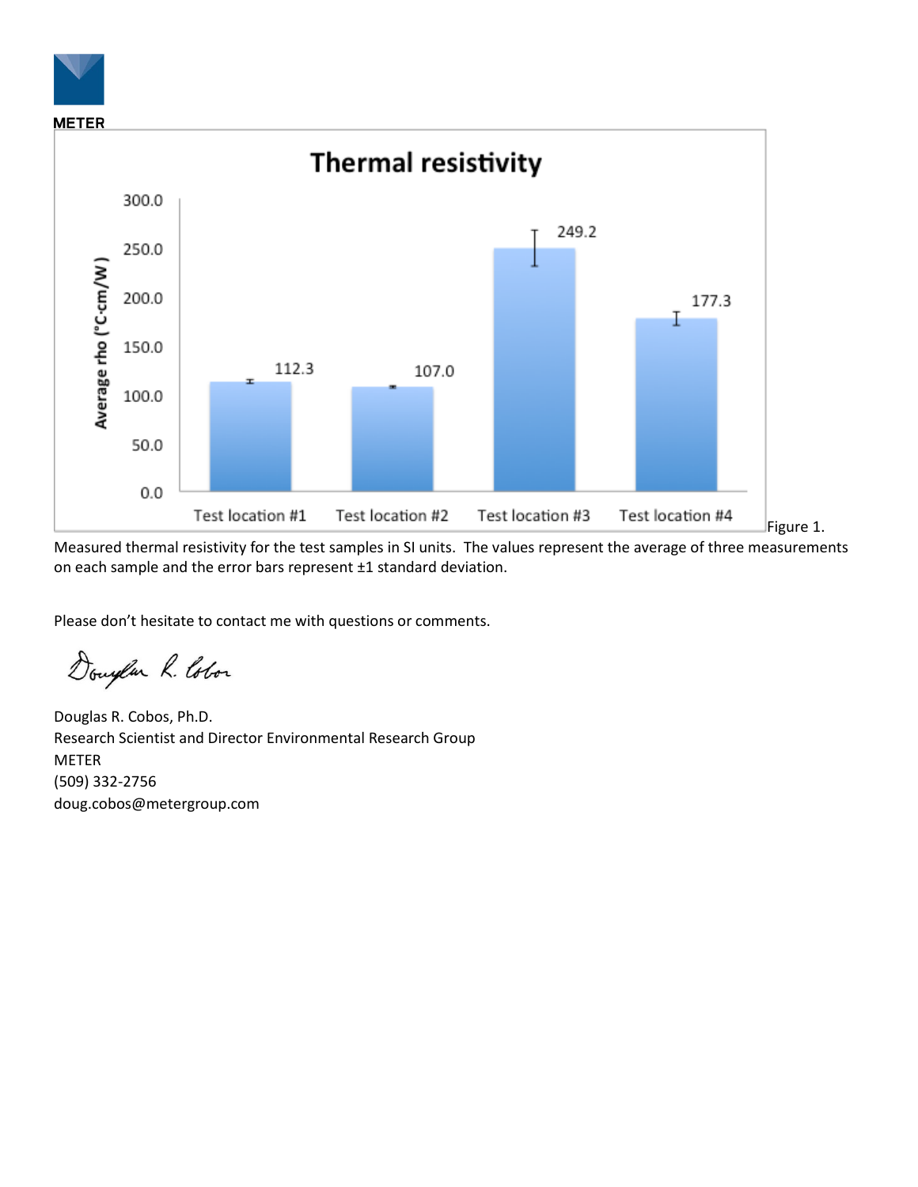METER

Thermal resistivity

Average rho (°C·cm/W)

300.0
250.0
200.0
150.0
100.0
50.0
0.0

112.3
107.0
249.2
177.3

Test location #1
Test location #2
Test location #3
Test location #4

Figure 1. Measured thermal resistivity for the test samples in SI units. The values represent the average of three measurements on each sample and the error bars represent ±1 standard deviation.

Please don't hesitate to contact me with questions or comments.

Douglas R. Cobos, Ph.D.
Research Scientist and Director Environmental Research Group
METER
(509) 332-2756
doug.cobos@metergroup.com